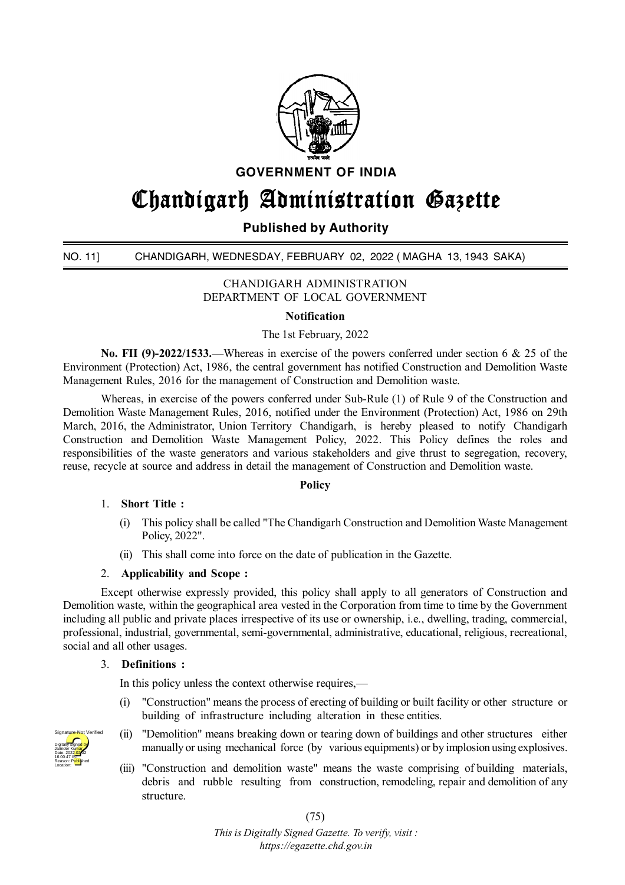**GOVERNMENT OF INDIA**

# Chandigarh Administration Gazette

**Published by Authority**

NO. 11] CHANDIGARH, WEDNESDAY, FEBRUARY 02, 2022 ( MAGHA 13, 1943 SAKA)

CHANDIGARH ADMINISTRATION
DEPARTMENT OF LOCAL GOVERNMENT

**Notification**

The 1st February, 2022

**No. FII (9)-2022/1533.**—Whereas in exercise of the powers conferred under section 6 & 25 of the Environment (Protection) Act, 1986, the central government has notified Construction and Demolition Waste Management Rules, 2016 for the management of Construction and Demolition waste.

Whereas, in exercise of the powers conferred under Sub-Rule (1) of Rule 9 of the Construction and Demolition Waste Management Rules, 2016, notified under the Environment (Protection) Act, 1986 on 29th March, 2016, the Administrator, Union Territory Chandigarh, is hereby pleased to notify Chandigarh Construction and Demolition Waste Management Policy, 2022. This Policy defines the roles and responsibilities of the waste generators and various stakeholders and give thrust to segregation, recovery, reuse, recycle at source and address in detail the management of Construction and Demolition waste.

**Policy**

1. **Short Title :**
   - (i) This policy shall be called "The Chandigarh Construction and Demolition Waste Management Policy, 2022".
   - (ii) This shall come into force on the date of publication in the Gazette.

2. **Applicability and Scope :**

Except otherwise expressly provided, this policy shall apply to all generators of Construction and Demolition waste, within the geographical area vested in the Corporation from time to time by the Government including all public and private places irrespective of its use or ownership, i.e., dwelling, trading, commercial, professional, industrial, governmental, semi-governmental, administrative, educational, religious, recreational, social and all other usages.

3. **Definitions :**

In this policy unless the context otherwise requires,—

   - (i) "Construction" means the process of erecting of building or built facility or other structure or building of infrastructure including alteration in these entities.
   - (ii) "Demolition" means breaking down or tearing down of buildings and other structures either manually or using mechanical force (by various equipments) or by implosion using explosives.
   - (iii) "Construction and demolition waste" means the waste comprising of building materials, debris and rubble resulting from construction, remodeling, repair and demolition of any structure.

*This is Digitally Signed Gazette. To verify, visit : https://egazette.chd.gov.in*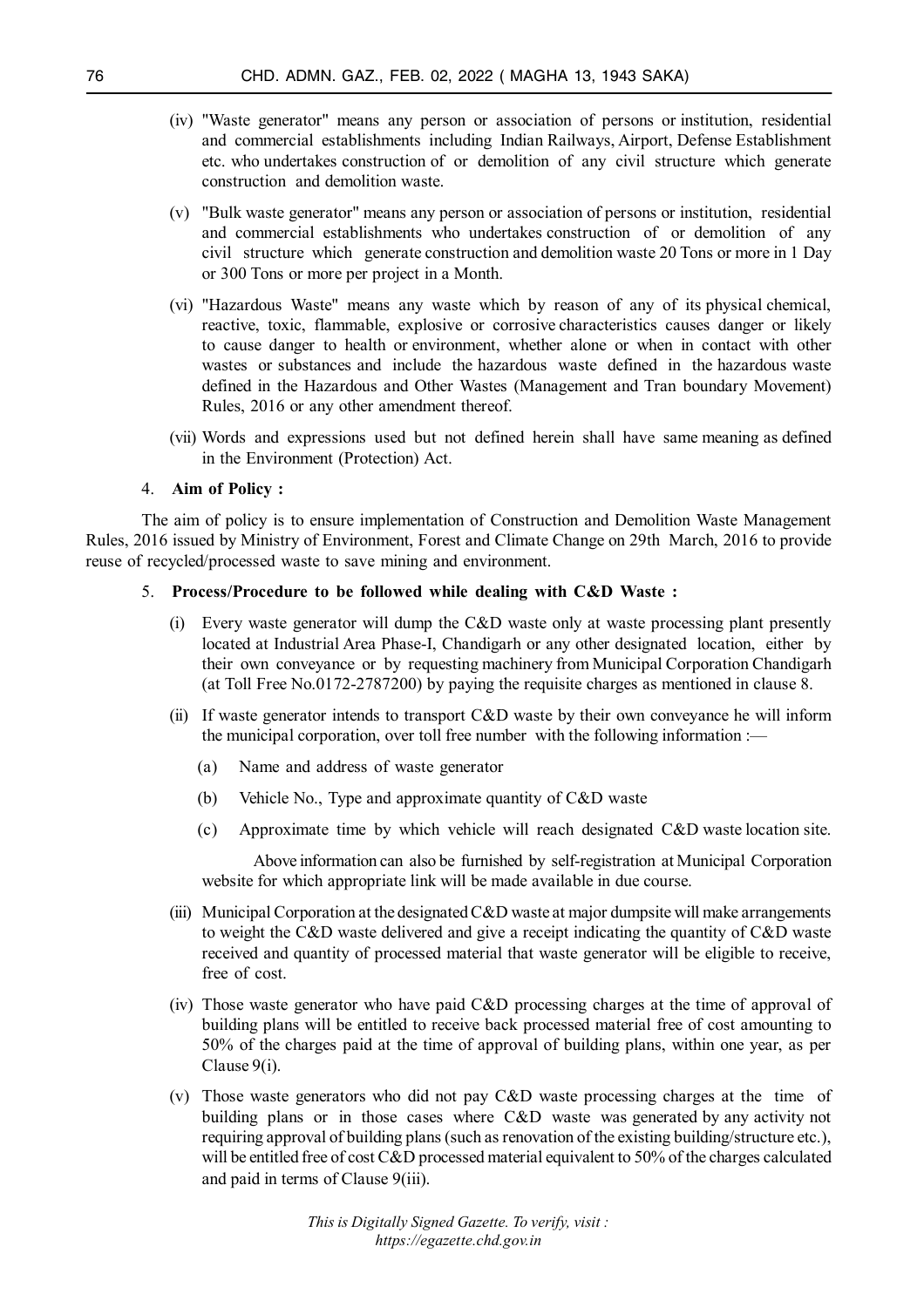(iv) "Waste generator" means any person or association of persons or institution, residential and commercial establishments including Indian Railways, Airport, Defense Establishment etc. who undertakes construction of or demolition of any civil structure which generate construction and demolition waste.

(v) "Bulk waste generator" means any person or association of persons or institution, residential and commercial establishments who undertakes construction of or demolition of any civil structure which generate construction and demolition waste 20 Tons or more in 1 Day or 300 Tons or more per project in a Month.

(vi) "Hazardous Waste" means any waste which by reason of any of its physical chemical, reactive, toxic, flammable, explosive or corrosive characteristics causes danger or likely to cause danger to health or environment, whether alone or when in contact with other wastes or substances and include the hazardous waste defined in the hazardous waste defined in the Hazardous and Other Wastes (Management and Tran boundary Movement) Rules, 2016 or any other amendment thereof.

(vii) Words and expressions used but not defined herein shall have same meaning as defined in the Environment (Protection) Act.

4. **Aim of Policy :**

The aim of policy is to ensure implementation of Construction and Demolition Waste Management Rules, 2016 issued by Ministry of Environment, Forest and Climate Change on 29th March, 2016 to provide reuse of recycled/processed waste to save mining and environment.

5. **Process/Procedure to be followed while dealing with C&D Waste :**

(i) Every waste generator will dump the C&D waste only at waste processing plant presently located at Industrial Area Phase-I, Chandigarh or any other designated location, either by their own conveyance or by requesting machinery from Municipal Corporation Chandigarh (at Toll Free No.0172-2787200) by paying the requisite charges as mentioned in clause 8.

(ii) If waste generator intends to transport C&D waste by their own conveyance he will inform the municipal corporation, over toll free number with the following information :—

(a) Name and address of waste generator

(b) Vehicle No., Type and approximate quantity of C&D waste

(c) Approximate time by which vehicle will reach designated C&D waste location site.

Above information can also be furnished by self-registration at Municipal Corporation website for which appropriate link will be made available in due course.

(iii) Municipal Corporation at the designated C&D waste at major dumpsite will make arrangements to weight the C&D waste delivered and give a receipt indicating the quantity of C&D waste received and quantity of processed material that waste generator will be eligible to receive, free of cost.

(iv) Those waste generator who have paid C&D processing charges at the time of approval of building plans will be entitled to receive back processed material free of cost amounting to 50% of the charges paid at the time of approval of building plans, within one year, as per Clause 9(i).

(v) Those waste generators who did not pay C&D waste processing charges at the time of building plans or in those cases where C&D waste was generated by any activity not requiring approval of building plans (such as renovation of the existing building/structure etc.), will be entitled free of cost C&D processed material equivalent to 50% of the charges calculated and paid in terms of Clause 9(iii).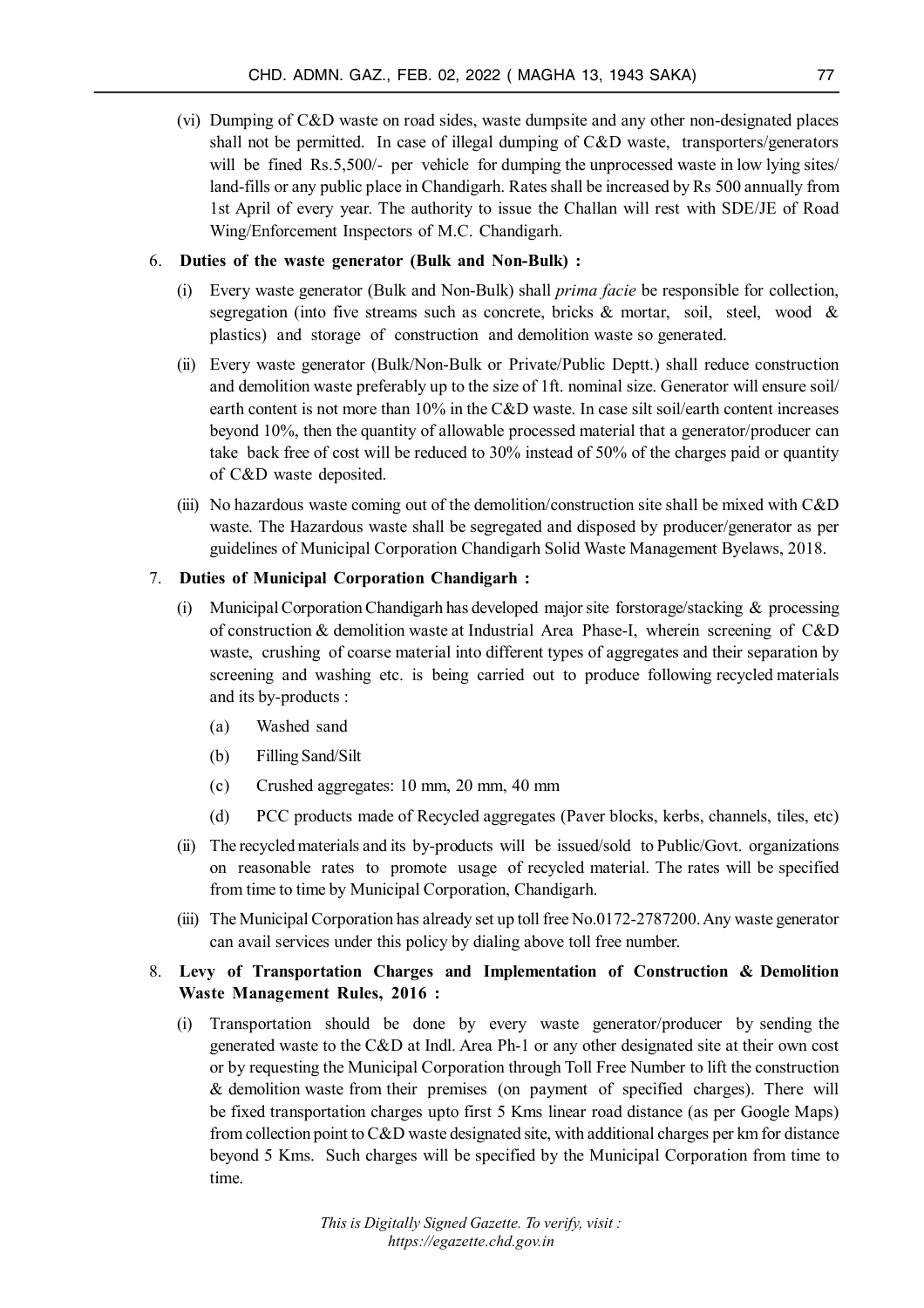(vi) Dumping of C&D waste on road sides, waste dumpsite and any other non-designated places shall not be permitted. In case of illegal dumping of C&D waste, transporters/generators will be fined Rs.5,500/- per vehicle for dumping the unprocessed waste in low lying sites/ land-fills or any public place in Chandigarh. Rates shall be increased by Rs 500 annually from 1st April of every year. The authority to issue the Challan will rest with SDE/JE of Road Wing/Enforcement Inspectors of M.C. Chandigarh.

6. **Duties of the waste generator (Bulk and Non-Bulk) :**

   (i) Every waste generator (Bulk and Non-Bulk) shall *prima facie* be responsible for collection, segregation (into five streams such as concrete, bricks & mortar, soil, steel, wood & plastics) and storage of construction and demolition waste so generated.

   (ii) Every waste generator (Bulk/Non-Bulk or Private/Public Deptt.) shall reduce construction and demolition waste preferably up to the size of 1ft. nominal size. Generator will ensure soil/ earth content is not more than 10% in the C&D waste. In case silt soil/earth content increases beyond 10%, then the quantity of allowable processed material that a generator/producer can take back free of cost will be reduced to 30% instead of 50% of the charges paid or quantity of C&D waste deposited.

   (iii) No hazardous waste coming out of the demolition/construction site shall be mixed with C&D waste. The Hazardous waste shall be segregated and disposed by producer/generator as per guidelines of Municipal Corporation Chandigarh Solid Waste Management Byelaws, 2018.

7. **Duties of Municipal Corporation Chandigarh :**

   (i) Municipal Corporation Chandigarh has developed major site forstorage/stacking & processing of construction & demolition waste at Industrial Area Phase-I, wherein screening of C&D waste, crushing of coarse material into different types of aggregates and their separation by screening and washing etc. is being carried out to produce following recycled materials and its by-products :

      (a) Washed sand

      (b) Filling Sand/Silt

      (c) Crushed aggregates: 10 mm, 20 mm, 40 mm

      (d) PCC products made of Recycled aggregates (Paver blocks, kerbs, channels, tiles, etc)

   (ii) The recycled materials and its by-products will be issued/sold to Public/Govt. organizations on reasonable rates to promote usage of recycled material. The rates will be specified from time to time by Municipal Corporation, Chandigarh.

   (iii) The Municipal Corporation has already set up toll free No.0172-2787200. Any waste generator can avail services under this policy by dialing above toll free number.

8. **Levy of Transportation Charges and Implementation of Construction & Demolition Waste Management Rules, 2016 :**

   (i) Transportation should be done by every waste generator/producer by sending the generated waste to the C&D at Indl. Area Ph-1 or any other designated site at their own cost or by requesting the Municipal Corporation through Toll Free Number to lift the construction & demolition waste from their premises (on payment of specified charges). There will be fixed transportation charges upto first 5 Kms linear road distance (as per Google Maps) from collection point to C&D waste designated site, with additional charges per km for distance beyond 5 Kms. Such charges will be specified by the Municipal Corporation from time to time.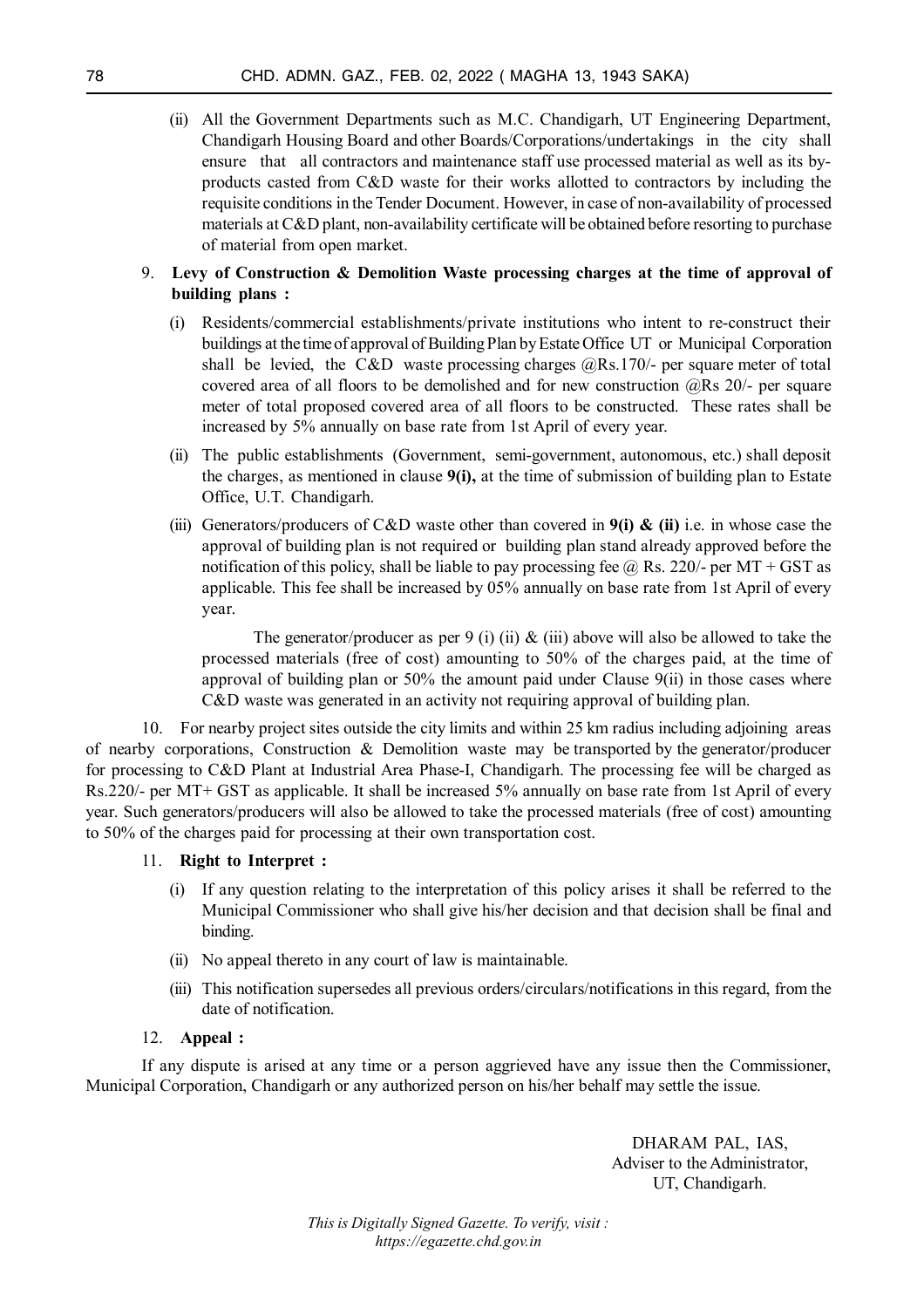(ii) All the Government Departments such as M.C. Chandigarh, UT Engineering Department, Chandigarh Housing Board and other Boards/Corporations/undertakings in the city shall ensure that all contractors and maintenance staff use processed material as well as its by-products casted from C&D waste for their works allotted to contractors by including the requisite conditions in the Tender Document. However, in case of non-availability of processed materials at C&D plant, non-availability certificate will be obtained before resorting to purchase of material from open market.

9. **Levy of Construction & Demolition Waste processing charges at the time of approval of building plans :**

(i) Residents/commercial establishments/private institutions who intent to re-construct their buildings at the time of approval of Building Plan by Estate Office UT or Municipal Corporation shall be levied, the C&D waste processing charges @Rs.170/- per square meter of total covered area of all floors to be demolished and for new construction @Rs 20/- per square meter of total proposed covered area of all floors to be constructed. These rates shall be increased by 5% annually on base rate from 1st April of every year.

(ii) The public establishments (Government, semi-government, autonomous, etc.) shall deposit the charges, as mentioned in clause **9(i),** at the time of submission of building plan to Estate Office, U.T. Chandigarh.

(iii) Generators/producers of C&D waste other than covered in **9(i) & (ii)** i.e. in whose case the approval of building plan is not required or building plan stand already approved before the notification of this policy, shall be liable to pay processing fee @ Rs. 220/- per MT + GST as applicable. This fee shall be increased by 05% annually on base rate from 1st April of every year.

The generator/producer as per 9 (i) (ii) & (iii) above will also be allowed to take the processed materials (free of cost) amounting to 50% of the charges paid, at the time of approval of building plan or 50% the amount paid under Clause 9(ii) in those cases where C&D waste was generated in an activity not requiring approval of building plan.

10. For nearby project sites outside the city limits and within 25 km radius including adjoining areas of nearby corporations, Construction & Demolition waste may be transported by the generator/producer for processing to C&D Plant at Industrial Area Phase-I, Chandigarh. The processing fee will be charged as Rs.220/- per MT+ GST as applicable. It shall be increased 5% annually on base rate from 1st April of every year. Such generators/producers will also be allowed to take the processed materials (free of cost) amounting to 50% of the charges paid for processing at their own transportation cost.

11. **Right to Interpret :**

(i) If any question relating to the interpretation of this policy arises it shall be referred to the Municipal Commissioner who shall give his/her decision and that decision shall be final and binding.

(ii) No appeal thereto in any court of law is maintainable.

(iii) This notification supersedes all previous orders/circulars/notifications in this regard, from the date of notification.

12. **Appeal :**

If any dispute is arised at any time or a person aggrieved have any issue then the Commissioner, Municipal Corporation, Chandigarh or any authorized person on his/her behalf may settle the issue.

DHARAM PAL, IAS,
Adviser to the Administrator,
UT, Chandigarh.

*This is Digitally Signed Gazette. To verify, visit : https://egazette.chd.gov.in*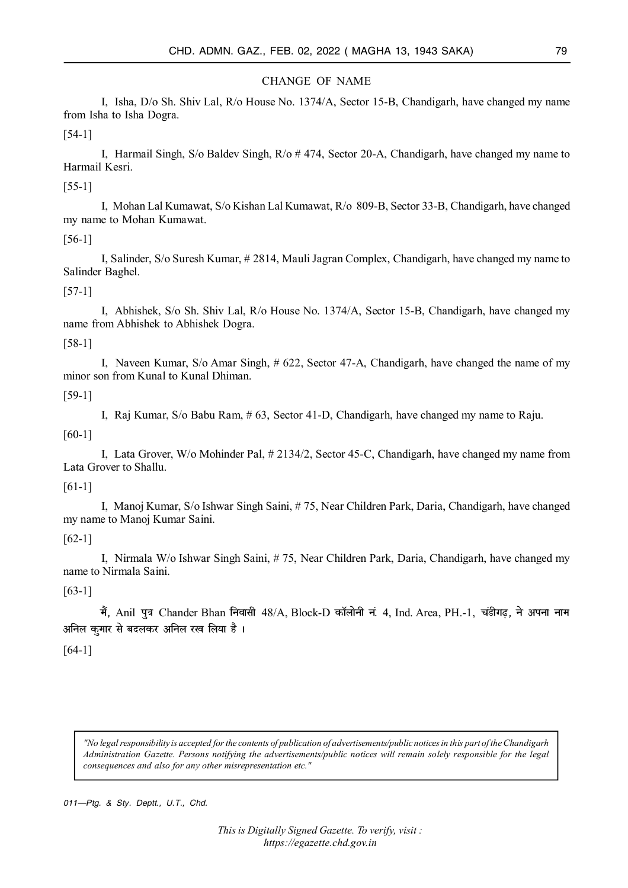## CHANGE OF NAME

I, Isha, D/o Sh. Shiv Lal, R/o House No. 1374/A, Sector 15-B, Chandigarh, have changed my name from Isha to Isha Dogra.

[54-1]

I, Harmail Singh, S/o Baldev Singh, R/o # 474, Sector 20-A, Chandigarh, have changed my name to Harmail Kesri.

[55-1]

I, Mohan Lal Kumawat, S/o Kishan Lal Kumawat, R/o 809-B, Sector 33-B, Chandigarh, have changed my name to Mohan Kumawat.

[56-1]

I, Salinder, S/o Suresh Kumar, # 2814, Mauli Jagran Complex, Chandigarh, have changed my name to Salinder Baghel.

[57-1]

I, Abhishek, S/o Sh. Shiv Lal, R/o House No. 1374/A, Sector 15-B, Chandigarh, have changed my name from Abhishek to Abhishek Dogra.

[58-1]

I, Naveen Kumar, S/o Amar Singh, # 622, Sector 47-A, Chandigarh, have changed the name of my minor son from Kunal to Kunal Dhiman.

[59-1]

I, Raj Kumar, S/o Babu Ram, # 63, Sector 41-D, Chandigarh, have changed my name to Raju.

[60-1]

I, Lata Grover, W/o Mohinder Pal, # 2134/2, Sector 45-C, Chandigarh, have changed my name from Lata Grover to Shallu.

[61-1]

I, Manoj Kumar, S/o Ishwar Singh Saini, # 75, Near Children Park, Daria, Chandigarh, have changed my name to Manoj Kumar Saini.

[62-1]

I, Nirmala W/o Ishwar Singh Saini, # 75, Near Children Park, Daria, Chandigarh, have changed my name to Nirmala Saini.

[63-1]

मैं, Anil पुत्र Chander Bhan निवासी 48/A, Block-D कॉलोनी नं. 4, Ind. Area, PH.-1, चंडीगढ़, ने अपना नाम अनिल कुमार से बदलकर अनिल रख लिया है ।

[64-1]

*"No legal responsibility is accepted for the contents of publication of advertisements/public notices in this part of the Chandigarh Administration Gazette. Persons notifying the advertisements/public notices will remain solely responsible for the legal consequences and also for any other misrepresentation etc."*

*011—Ptg. & Sty. Deptt., U.T., Chd.*

*This is Digitally Signed Gazette. To verify, visit : https://egazette.chd.gov.in*